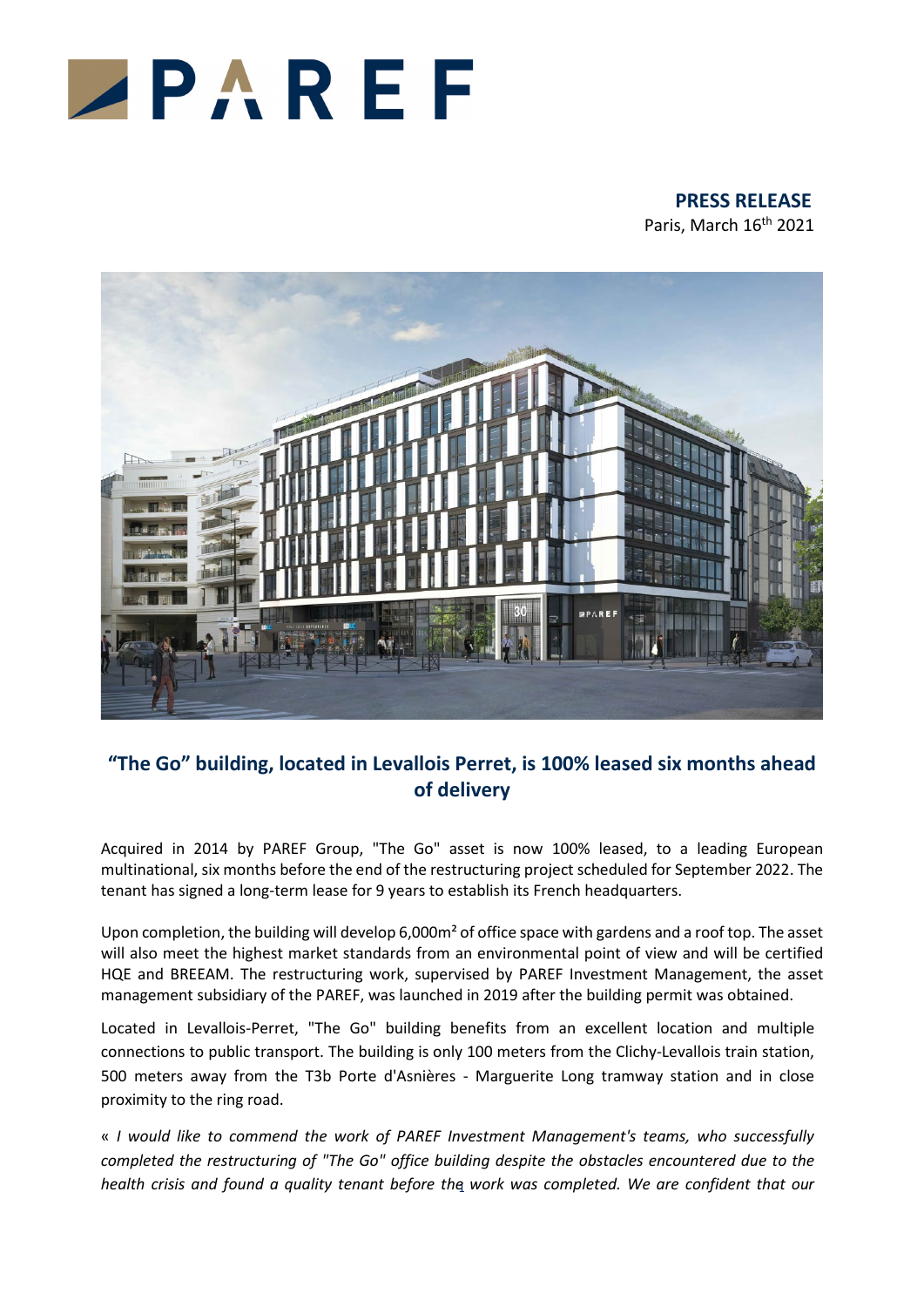**PRESS RELEASE**
Paris, March 16th 2021

## "The Go" building, located in Levallois Perret, is 100% leased six months ahead of delivery

Acquired in 2014 by PAREF Group, "The Go" asset is now 100% leased, to a leading European multinational, six months before the end of the restructuring project scheduled for September 2022. The tenant has signed a long-term lease for 9 years to establish its French headquarters.

Upon completion, the building will develop 6,000m² of office space with gardens and a roof top. The asset will also meet the highest market standards from an environmental point of view and will be certified HQE and BREEAM. The restructuring work, supervised by PAREF Investment Management, the asset management subsidiary of the PAREF, was launched in 2019 after the building permit was obtained.

Located in Levallois-Perret, "The Go" building benefits from an excellent location and multiple connections to public transport. The building is only 100 meters from the Clichy-Levallois train station, 500 meters away from the T3b Porte d'Asnières - Marguerite Long tramway station and in close proximity to the ring road.

« *I would like to commend the work of PAREF Investment Management's teams, who successfully completed the restructuring of "The Go" office building despite the obstacles encountered due to the health crisis and found a quality tenant before the work was completed. We are confident that our*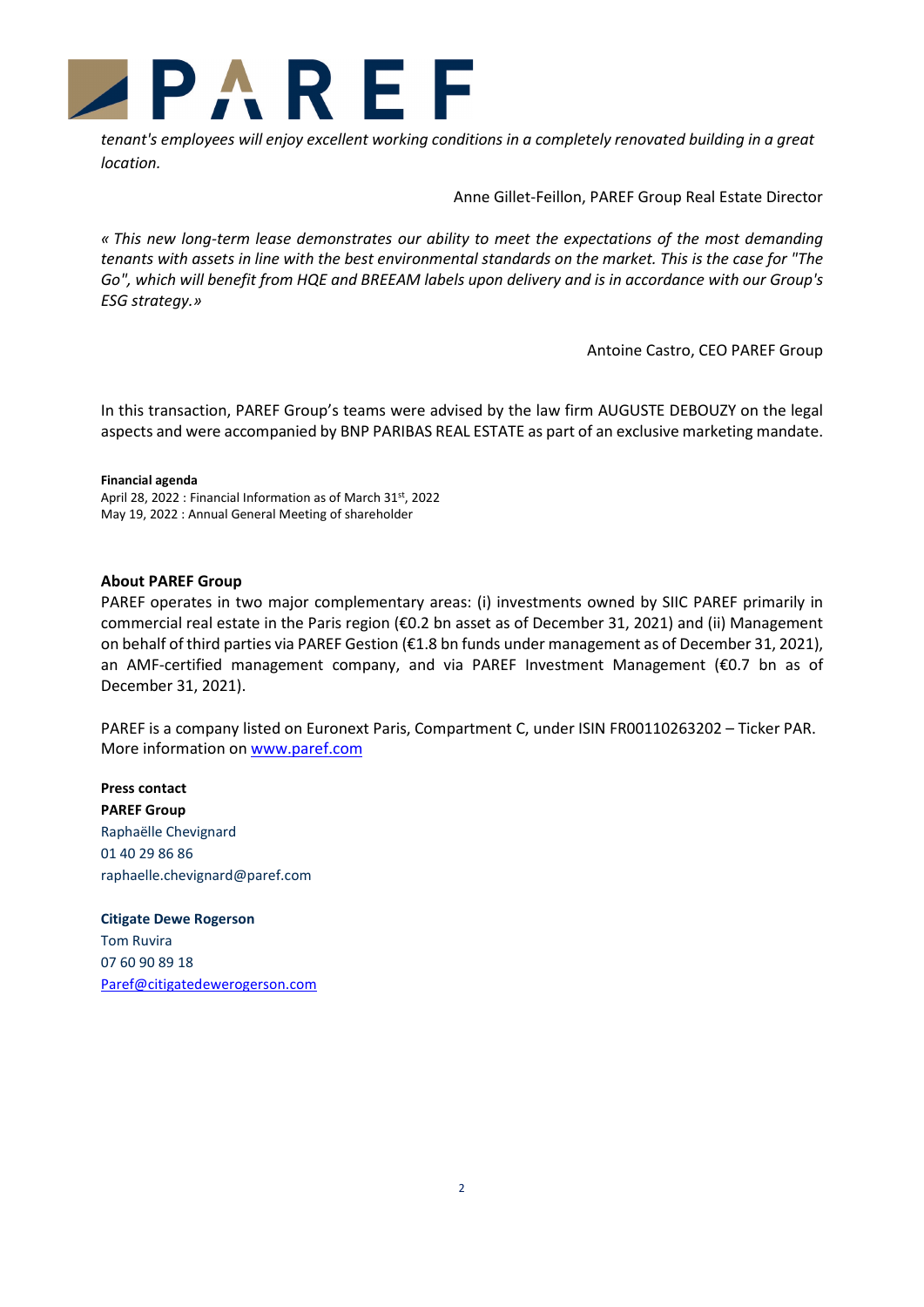*tenant's employees will enjoy excellent working conditions in a completely renovated building in a great location.*

Anne Gillet-Feillon, PAREF Group Real Estate Director

*« This new long-term lease demonstrates our ability to meet the expectations of the most demanding tenants with assets in line with the best environmental standards on the market. This is the case for "The Go", which will benefit from HQE and BREEAM labels upon delivery and is in accordance with our Group's ESG strategy.»*

Antoine Castro, CEO PAREF Group

In this transaction, PAREF Group's teams were advised by the law firm AUGUSTE DEBOUZY on the legal aspects and were accompanied by BNP PARIBAS REAL ESTATE as part of an exclusive marketing mandate.

**Financial agenda**
April 28, 2022 : Financial Information as of March 31st, 2022
May 19, 2022 : Annual General Meeting of shareholder

**About PAREF Group**
PAREF operates in two major complementary areas: (i) investments owned by SIIC PAREF primarily in commercial real estate in the Paris region (€0.2 bn asset as of December 31, 2021) and (ii) Management on behalf of third parties via PAREF Gestion (€1.8 bn funds under management as of December 31, 2021), an AMF-certified management company, and via PAREF Investment Management (€0.7 bn as of December 31, 2021).

PAREF is a company listed on Euronext Paris, Compartment C, under ISIN FR00110263202 – Ticker PAR.
More information on [www.paref.com](www.paref.com)

**Press contact**
**PAREF Group**
Raphaëlle Chevignard
01 40 29 86 86
raphaelle.chevignard@paref.com

**Citigate Dewe Rogerson**
Tom Ruvira
07 60 90 89 18
Paref@citigatedewerogerson.com